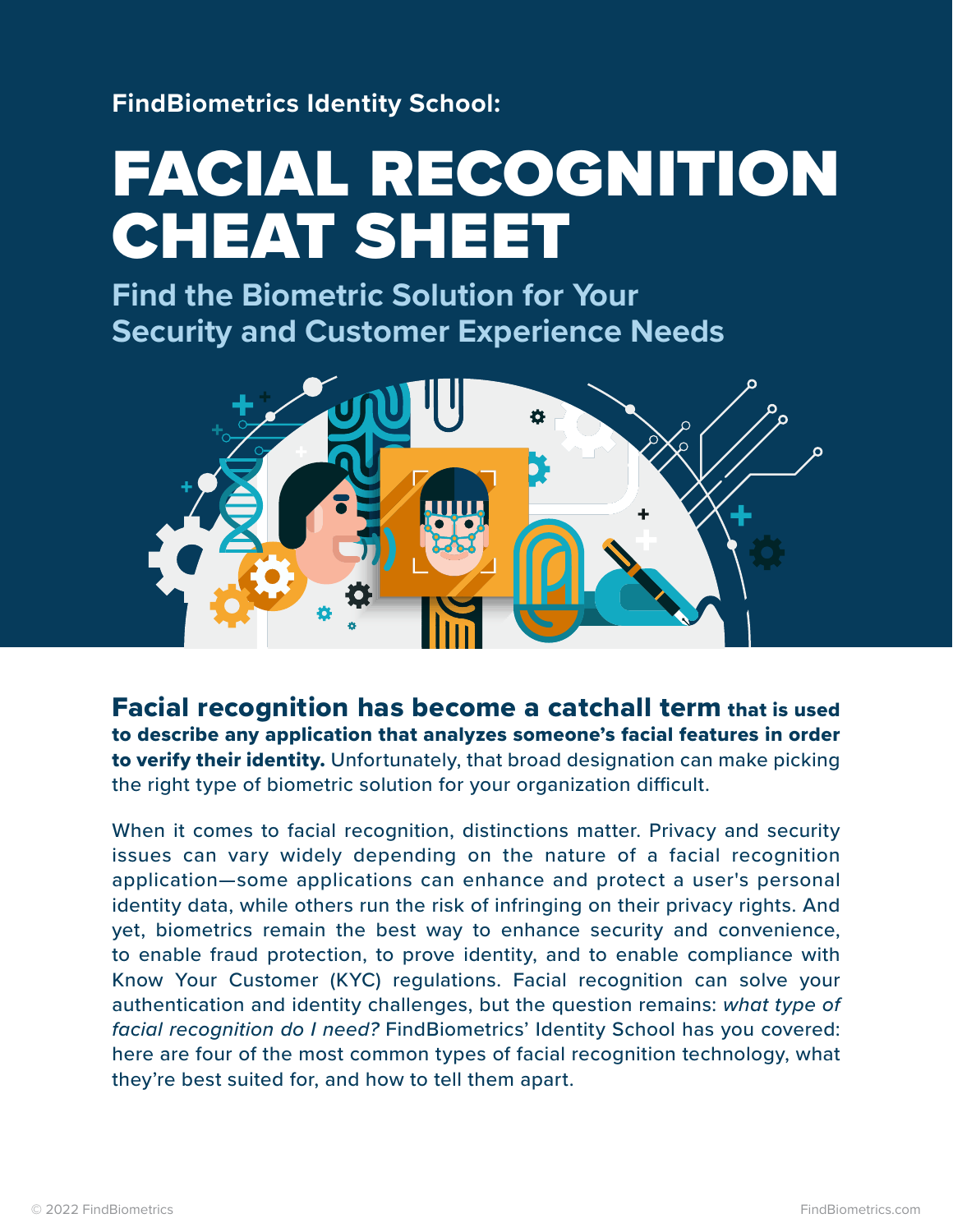FindBiometrics Identity School:

# FACIAL RECOGNITION CHEAT SHEET

## Find the Biometric Solution for Your Security and Customer Experience Needs

**Facial recognition has become a catchall term that is used to describe any application that analyzes someone's facial features in order to verify their identity.** Unfortunately, that broad designation can make picking the right type of biometric solution for your organization difficult.

When it comes to facial recognition, distinctions matter. Privacy and security issues can vary widely depending on the nature of a facial recognition application—some applications can enhance and protect a user's personal identity data, while others run the risk of infringing on their privacy rights. And yet, biometrics remain the best way to enhance security and convenience, to enable fraud protection, to prove identity, and to enable compliance with Know Your Customer (KYC) regulations. Facial recognition can solve your authentication and identity challenges, but the question remains: *what type of facial recognition do I need?* FindBiometrics' Identity School has you covered: here are four of the most common types of facial recognition technology, what they're best suited for, and how to tell them apart.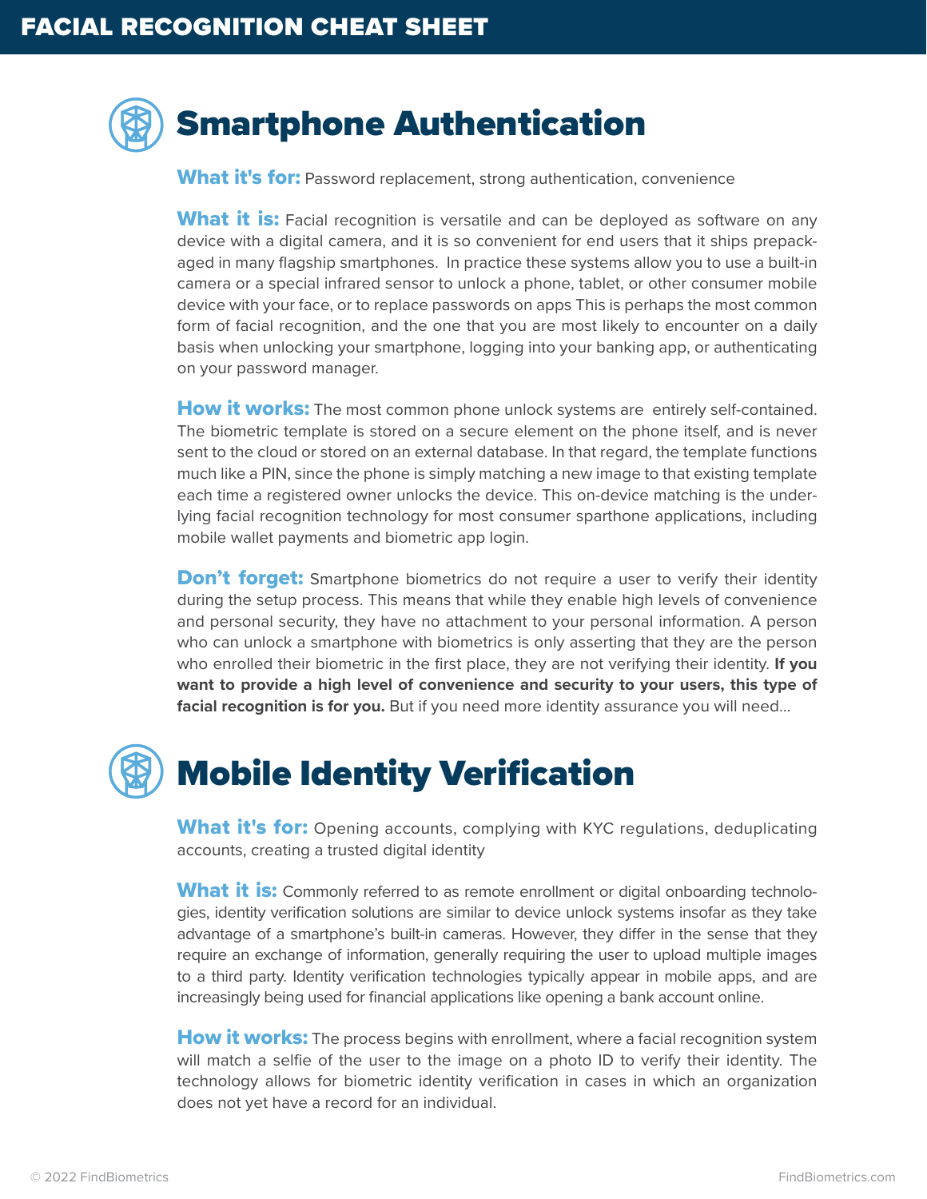# FACIAL RECOGNITION CHEAT SHEET

## Smartphone Authentication

**What it's for:** Password replacement, strong authentication, convenience

**What it is:** Facial recognition is versatile and can be deployed as software on any device with a digital camera, and it is so convenient for end users that it ships prepackaged in many flagship smartphones. In practice these systems allow you to use a built-in camera or a special infrared sensor to unlock a phone, tablet, or other consumer mobile device with your face, or to replace passwords on apps This is perhaps the most common form of facial recognition, and the one that you are most likely to encounter on a daily basis when unlocking your smartphone, logging into your banking app, or authenticating on your password manager.

**How it works:** The most common phone unlock systems are entirely self-contained. The biometric template is stored on a secure element on the phone itself, and is never sent to the cloud or stored on an external database. In that regard, the template functions much like a PIN, since the phone is simply matching a new image to that existing template each time a registered owner unlocks the device. This on-device matching is the underlying facial recognition technology for most consumer sparthone applications, including mobile wallet payments and biometric app login.

**Don't forget:** Smartphone biometrics do not require a user to verify their identity during the setup process. This means that while they enable high levels of convenience and personal security, they have no attachment to your personal information. A person who can unlock a smartphone with biometrics is only asserting that they are the person who enrolled their biometric in the first place, they are not verifying their identity. **If you want to provide a high level of convenience and security to your users, this type of facial recognition is for you.** But if you need more identity assurance you will need...

## Mobile Identity Verification

**What it's for:** Opening accounts, complying with KYC regulations, deduplicating accounts, creating a trusted digital identity

**What it is:** Commonly referred to as remote enrollment or digital onboarding technologies, identity verification solutions are similar to device unlock systems insofar as they take advantage of a smartphone's built-in cameras. However, they differ in the sense that they require an exchange of information, generally requiring the user to upload multiple images to a third party. Identity verification technologies typically appear in mobile apps, and are increasingly being used for financial applications like opening a bank account online.

**How it works:** The process begins with enrollment, where a facial recognition system will match a selfie of the user to the image on a photo ID to verify their identity. The technology allows for biometric identity verification in cases in which an organization does not yet have a record for an individual.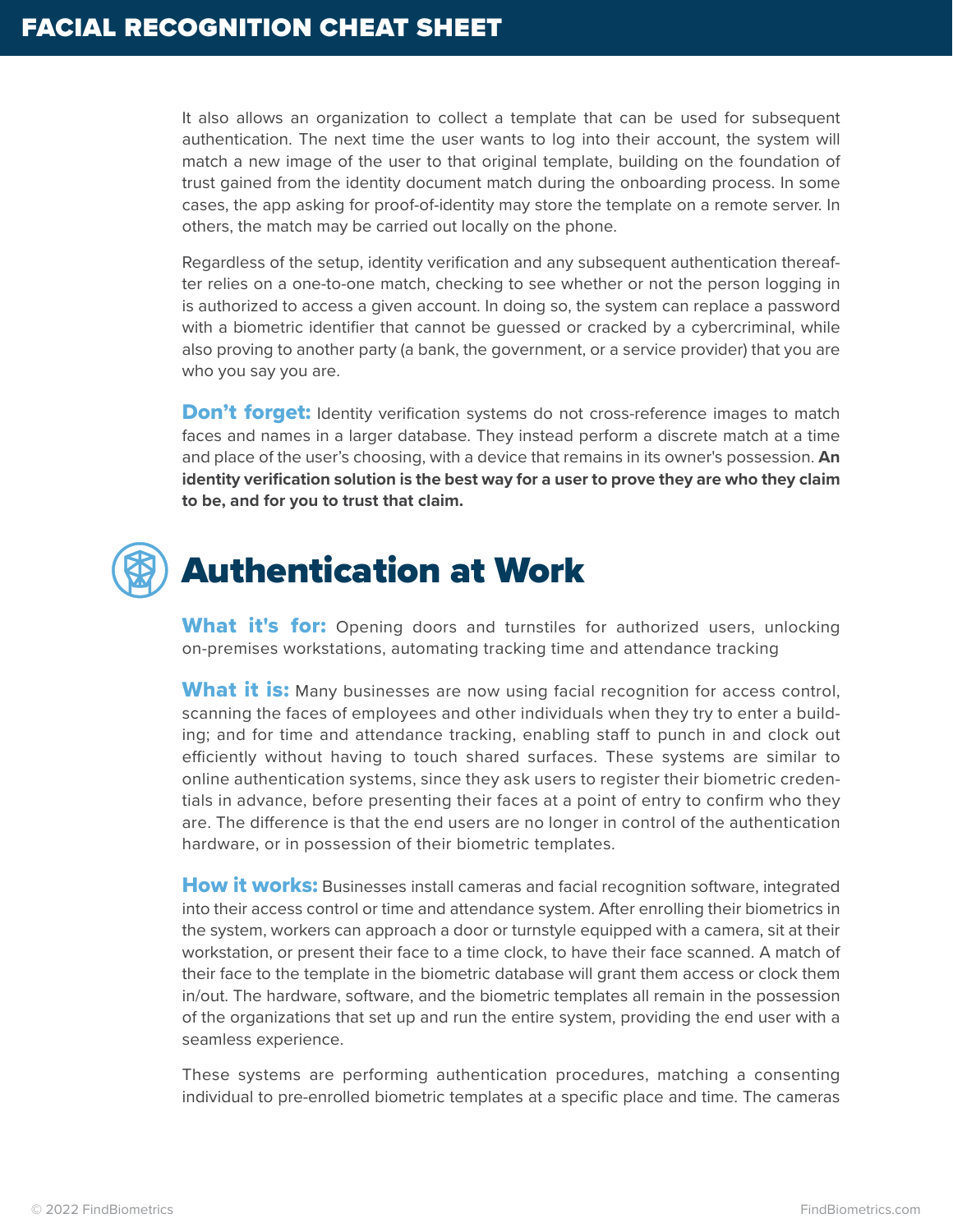It also allows an organization to collect a template that can be used for subsequent authentication. The next time the user wants to log into their account, the system will match a new image of the user to that original template, building on the foundation of trust gained from the identity document match during the onboarding process. In some cases, the app asking for proof-of-identity may store the template on a remote server. In others, the match may be carried out locally on the phone.

Regardless of the setup, identity verification and any subsequent authentication thereafter relies on a one-to-one match, checking to see whether or not the person logging in is authorized to access a given account. In doing so, the system can replace a password with a biometric identifier that cannot be guessed or cracked by a cybercriminal, while also proving to another party (a bank, the government, or a service provider) that you are who you say you are.

**Don't forget:** Identity verification systems do not cross-reference images to match faces and names in a larger database. They instead perform a discrete match at a time and place of the user's choosing, with a device that remains in its owner's possession. **An identity verification solution is the best way for a user to prove they are who they claim to be, and for you to trust that claim.**

## Authentication at Work

**What it's for:** Opening doors and turnstiles for authorized users, unlocking on-premises workstations, automating tracking time and attendance tracking

**What it is:** Many businesses are now using facial recognition for access control, scanning the faces of employees and other individuals when they try to enter a building; and for time and attendance tracking, enabling staff to punch in and clock out efficiently without having to touch shared surfaces. These systems are similar to online authentication systems, since they ask users to register their biometric credentials in advance, before presenting their faces at a point of entry to confirm who they are. The difference is that the end users are no longer in control of the authentication hardware, or in possession of their biometric templates.

**How it works:** Businesses install cameras and facial recognition software, integrated into their access control or time and attendance system. After enrolling their biometrics in the system, workers can approach a door or turnstyle equipped with a camera, sit at their workstation, or present their face to a time clock, to have their face scanned. A match of their face to the template in the biometric database will grant them access or clock them in/out. The hardware, software, and the biometric templates all remain in the possession of the organizations that set up and run the entire system, providing the end user with a seamless experience.

These systems are performing authentication procedures, matching a consenting individual to pre-enrolled biometric templates at a specific place and time. The cameras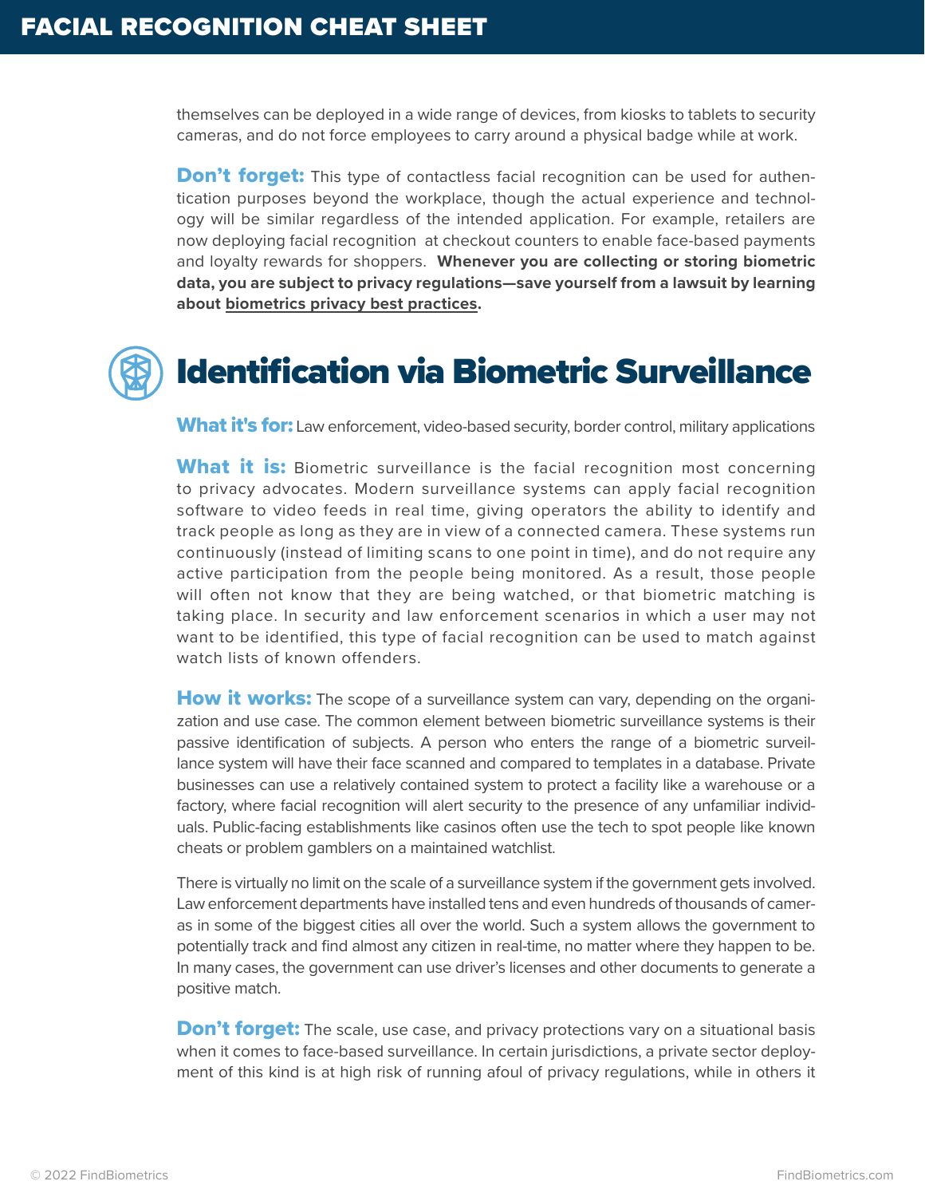themselves can be deployed in a wide range of devices, from kiosks to tablets to security cameras, and do not force employees to carry around a physical badge while at work.

**Don't forget:** This type of contactless facial recognition can be used for authentication purposes beyond the workplace, though the actual experience and technology will be similar regardless of the intended application. For example, retailers are now deploying facial recognition at checkout counters to enable face-based payments and loyalty rewards for shoppers. **Whenever you are collecting or storing biometric data, you are subject to privacy regulations—save yourself from a lawsuit by learning about biometrics privacy best practices.**

## Identification via Biometric Surveillance

**What it's for:** Law enforcement, video-based security, border control, military applications

**What it is:** Biometric surveillance is the facial recognition most concerning to privacy advocates. Modern surveillance systems can apply facial recognition software to video feeds in real time, giving operators the ability to identify and track people as long as they are in view of a connected camera. These systems run continuously (instead of limiting scans to one point in time), and do not require any active participation from the people being monitored. As a result, those people will often not know that they are being watched, or that biometric matching is taking place. In security and law enforcement scenarios in which a user may not want to be identified, this type of facial recognition can be used to match against watch lists of known offenders.

**How it works:** The scope of a surveillance system can vary, depending on the organization and use case. The common element between biometric surveillance systems is their passive identification of subjects. A person who enters the range of a biometric surveillance system will have their face scanned and compared to templates in a database. Private businesses can use a relatively contained system to protect a facility like a warehouse or a factory, where facial recognition will alert security to the presence of any unfamiliar individuals. Public-facing establishments like casinos often use the tech to spot people like known cheats or problem gamblers on a maintained watchlist.

There is virtually no limit on the scale of a surveillance system if the government gets involved. Law enforcement departments have installed tens and even hundreds of thousands of cameras in some of the biggest cities all over the world. Such a system allows the government to potentially track and find almost any citizen in real-time, no matter where they happen to be. In many cases, the government can use driver's licenses and other documents to generate a positive match.

**Don't forget:** The scale, use case, and privacy protections vary on a situational basis when it comes to face-based surveillance. In certain jurisdictions, a private sector deployment of this kind is at high risk of running afoul of privacy regulations, while in others it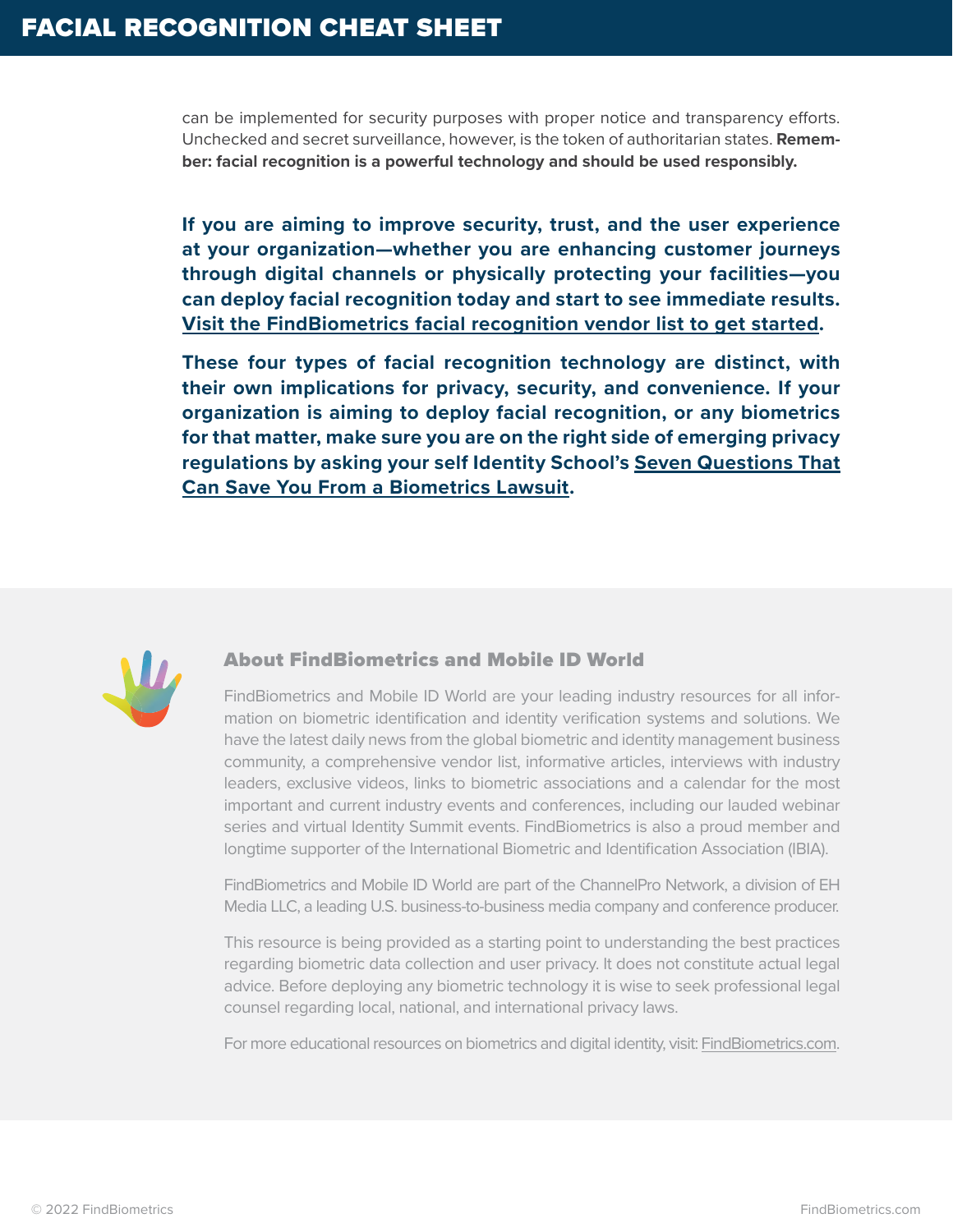can be implemented for security purposes with proper notice and transparency efforts. Unchecked and secret surveillance, however, is the token of authoritarian states. **Remember: facial recognition is a powerful technology and should be used responsibly.**

**If you are aiming to improve security, trust, and the user experience at your organization—whether you are enhancing customer journeys through digital channels or physically protecting your facilities—you can deploy facial recognition today and start to see immediate results. Visit the FindBiometrics facial recognition vendor list to get started.**

**These four types of facial recognition technology are distinct, with their own implications for privacy, security, and convenience. If your organization is aiming to deploy facial recognition, or any biometrics for that matter, make sure you are on the right side of emerging privacy regulations by asking your self Identity School's Seven Questions That Can Save You From a Biometrics Lawsuit.**

## About FindBiometrics and Mobile ID World

FindBiometrics and Mobile ID World are your leading industry resources for all information on biometric identification and identity verification systems and solutions. We have the latest daily news from the global biometric and identity management business community, a comprehensive vendor list, informative articles, interviews with industry leaders, exclusive videos, links to biometric associations and a calendar for the most important and current industry events and conferences, including our lauded webinar series and virtual Identity Summit events. FindBiometrics is also a proud member and longtime supporter of the International Biometric and Identification Association (IBIA).

FindBiometrics and Mobile ID World are part of the ChannelPro Network, a division of EH Media LLC, a leading U.S. business-to-business media company and conference producer.

This resource is being provided as a starting point to understanding the best practices regarding biometric data collection and user privacy. It does not constitute actual legal advice. Before deploying any biometric technology it is wise to seek professional legal counsel regarding local, national, and international privacy laws.

For more educational resources on biometrics and digital identity, visit: FindBiometrics.com.

© 2022 FindBiometrics